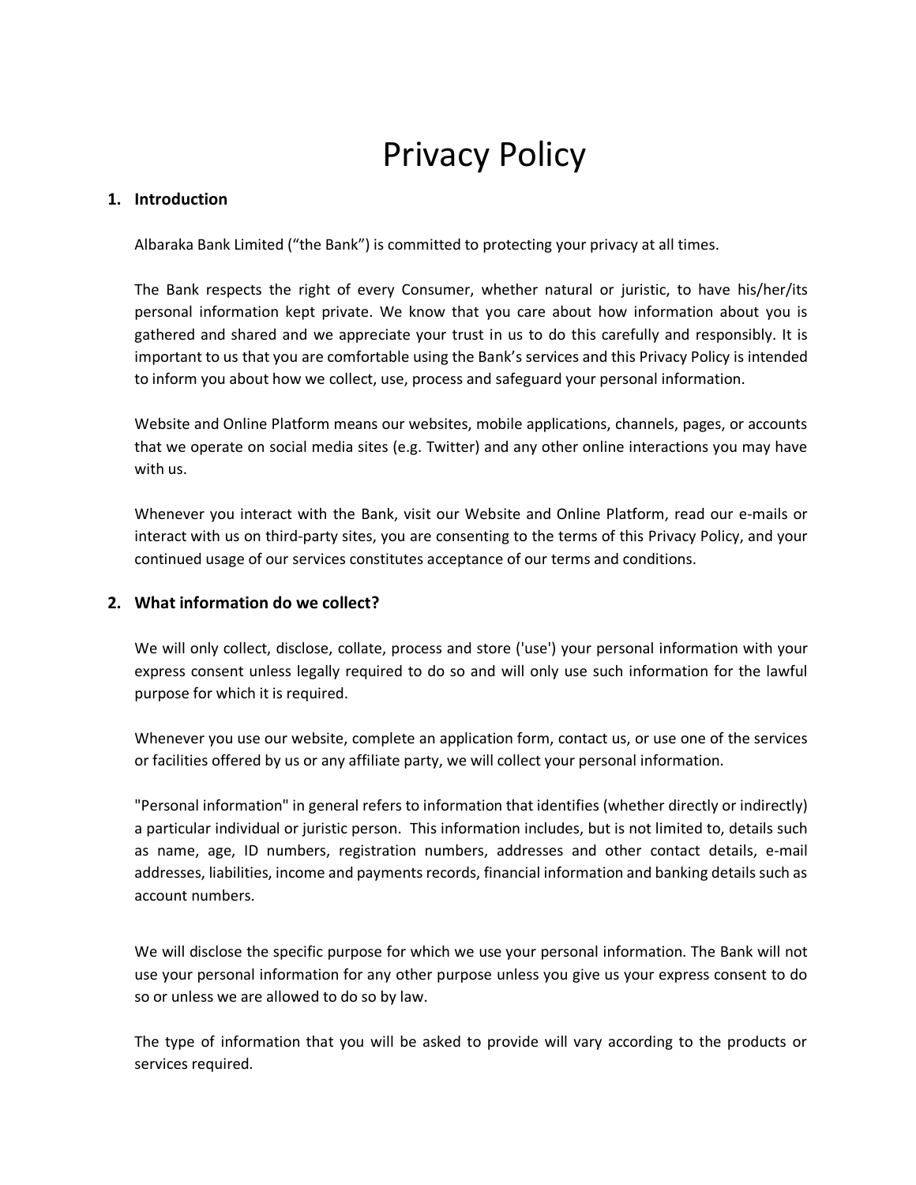# Privacy Policy

## 1. Introduction

Albaraka Bank Limited ("the Bank") is committed to protecting your privacy at all times.

The Bank respects the right of every Consumer, whether natural or juristic, to have his/her/its personal information kept private. We know that you care about how information about you is gathered and shared and we appreciate your trust in us to do this carefully and responsibly. It is important to us that you are comfortable using the Bank's services and this Privacy Policy is intended to inform you about how we collect, use, process and safeguard your personal information.

Website and Online Platform means our websites, mobile applications, channels, pages, or accounts that we operate on social media sites (e.g. Twitter) and any other online interactions you may have with us.

Whenever you interact with the Bank, visit our Website and Online Platform, read our e-mails or interact with us on third-party sites, you are consenting to the terms of this Privacy Policy, and your continued usage of our services constitutes acceptance of our terms and conditions.

## 2. What information do we collect?

We will only collect, disclose, collate, process and store ('use') your personal information with your express consent unless legally required to do so and will only use such information for the lawful purpose for which it is required.

Whenever you use our website, complete an application form, contact us, or use one of the services or facilities offered by us or any affiliate party, we will collect your personal information.

"Personal information" in general refers to information that identifies (whether directly or indirectly) a particular individual or juristic person. This information includes, but is not limited to, details such as name, age, ID numbers, registration numbers, addresses and other contact details, e-mail addresses, liabilities, income and payments records, financial information and banking details such as account numbers.

We will disclose the specific purpose for which we use your personal information. The Bank will not use your personal information for any other purpose unless you give us your express consent to do so or unless we are allowed to do so by law.

The type of information that you will be asked to provide will vary according to the products or services required.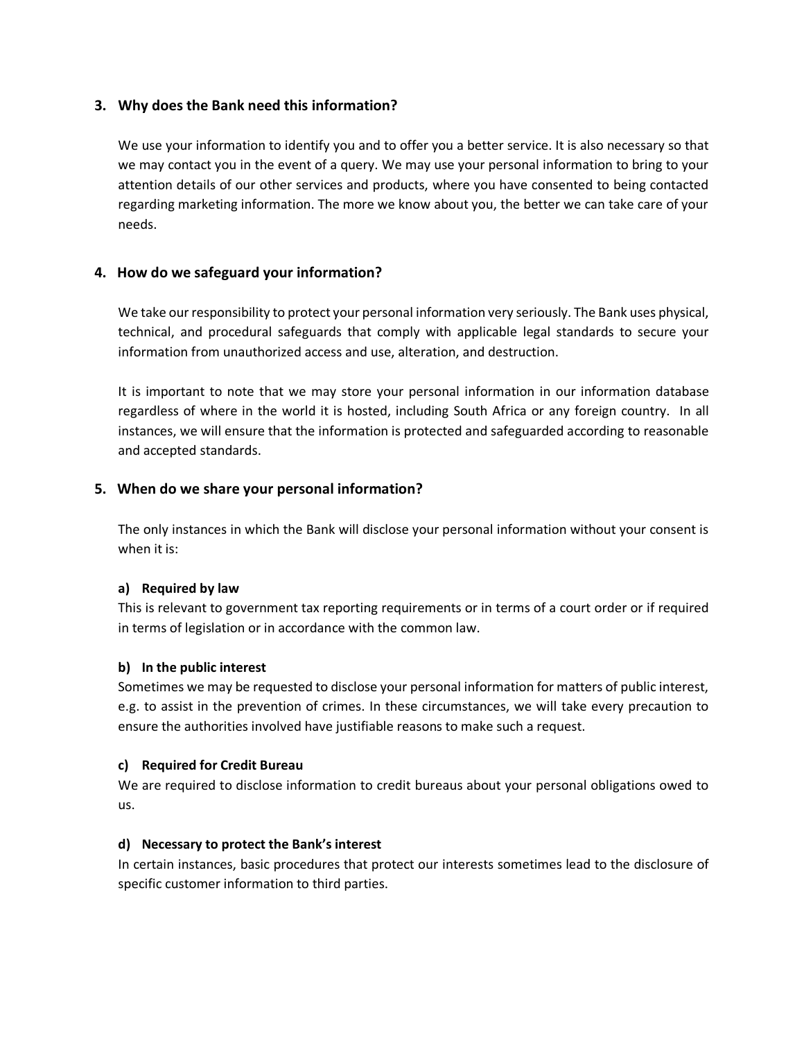## 3. Why does the Bank need this information?

We use your information to identify you and to offer you a better service. It is also necessary so that we may contact you in the event of a query. We may use your personal information to bring to your attention details of our other services and products, where you have consented to being contacted regarding marketing information. The more we know about you, the better we can take care of your needs.

## 4. How do we safeguard your information?

We take our responsibility to protect your personal information very seriously. The Bank uses physical, technical, and procedural safeguards that comply with applicable legal standards to secure your information from unauthorized access and use, alteration, and destruction.

It is important to note that we may store your personal information in our information database regardless of where in the world it is hosted, including South Africa or any foreign country. In all instances, we will ensure that the information is protected and safeguarded according to reasonable and accepted standards.

## 5. When do we share your personal information?

The only instances in which the Bank will disclose your personal information without your consent is when it is:

**a) Required by law**

This is relevant to government tax reporting requirements or in terms of a court order or if required in terms of legislation or in accordance with the common law.

**b) In the public interest**

Sometimes we may be requested to disclose your personal information for matters of public interest, e.g. to assist in the prevention of crimes. In these circumstances, we will take every precaution to ensure the authorities involved have justifiable reasons to make such a request.

**c) Required for Credit Bureau**

We are required to disclose information to credit bureaus about your personal obligations owed to us.

**d) Necessary to protect the Bank's interest**

In certain instances, basic procedures that protect our interests sometimes lead to the disclosure of specific customer information to third parties.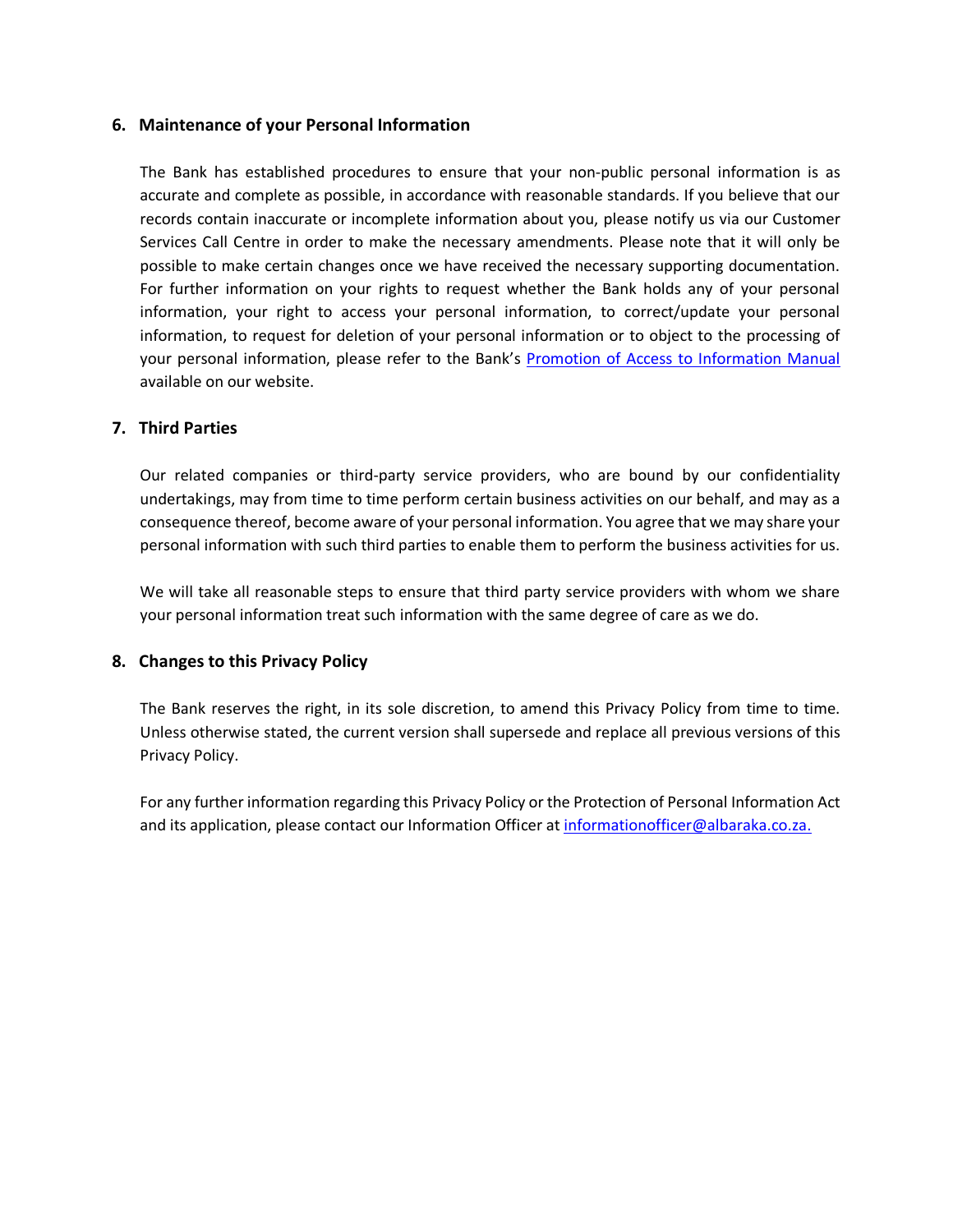## 6. Maintenance of your Personal Information

The Bank has established procedures to ensure that your non-public personal information is as accurate and complete as possible, in accordance with reasonable standards. If you believe that our records contain inaccurate or incomplete information about you, please notify us via our Customer Services Call Centre in order to make the necessary amendments. Please note that it will only be possible to make certain changes once we have received the necessary supporting documentation. For further information on your rights to request whether the Bank holds any of your personal information, your right to access your personal information, to correct/update your personal information, to request for deletion of your personal information or to object to the processing of your personal information, please refer to the Bank's Promotion of Access to Information Manual available on our website.

## 7. Third Parties

Our related companies or third-party service providers, who are bound by our confidentiality undertakings, may from time to time perform certain business activities on our behalf, and may as a consequence thereof, become aware of your personal information. You agree that we may share your personal information with such third parties to enable them to perform the business activities for us.

We will take all reasonable steps to ensure that third party service providers with whom we share your personal information treat such information with the same degree of care as we do.

## 8. Changes to this Privacy Policy

The Bank reserves the right, in its sole discretion, to amend this Privacy Policy from time to time. Unless otherwise stated, the current version shall supersede and replace all previous versions of this Privacy Policy.

For any further information regarding this Privacy Policy or the Protection of Personal Information Act and its application, please contact our Information Officer at informationofficer@albaraka.co.za.